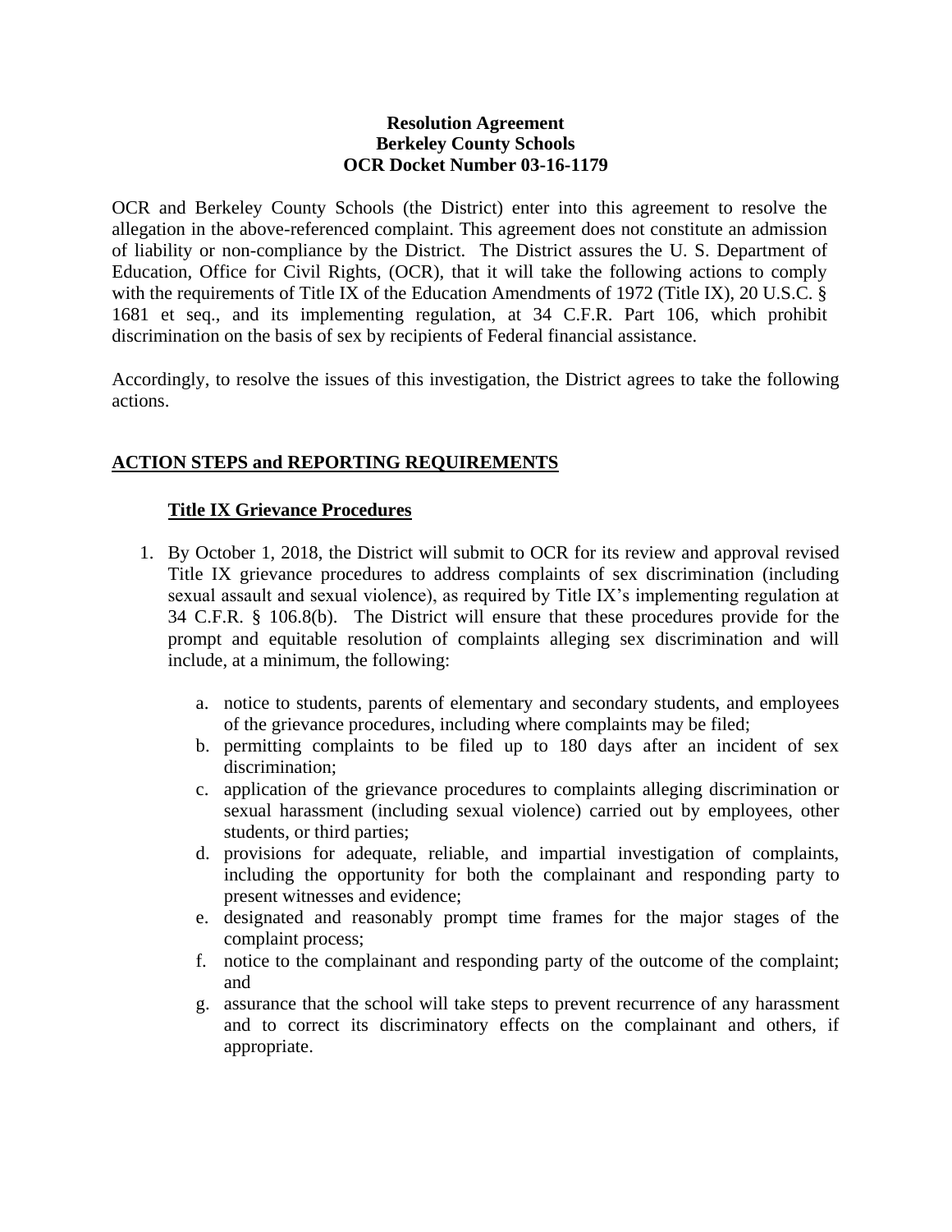**Resolution Agreement**
**Berkeley County Schools**
**OCR Docket Number 03-16-1179**

OCR and Berkeley County Schools (the District) enter into this agreement to resolve the allegation in the above-referenced complaint. This agreement does not constitute an admission of liability or non-compliance by the District. The District assures the U. S. Department of Education, Office for Civil Rights, (OCR), that it will take the following actions to comply with the requirements of Title IX of the Education Amendments of 1972 (Title IX), 20 U.S.C. § 1681 et seq., and its implementing regulation, at 34 C.F.R. Part 106, which prohibit discrimination on the basis of sex by recipients of Federal financial assistance.

Accordingly, to resolve the issues of this investigation, the District agrees to take the following actions.

## **ACTION STEPS and REPORTING REQUIREMENTS**

### **Title IX Grievance Procedures**

1. By October 1, 2018, the District will submit to OCR for its review and approval revised Title IX grievance procedures to address complaints of sex discrimination (including sexual assault and sexual violence), as required by Title IX's implementing regulation at 34 C.F.R. § 106.8(b). The District will ensure that these procedures provide for the prompt and equitable resolution of complaints alleging sex discrimination and will include, at a minimum, the following:

    a. notice to students, parents of elementary and secondary students, and employees of the grievance procedures, including where complaints may be filed;
    b. permitting complaints to be filed up to 180 days after an incident of sex discrimination;
    c. application of the grievance procedures to complaints alleging discrimination or sexual harassment (including sexual violence) carried out by employees, other students, or third parties;
    d. provisions for adequate, reliable, and impartial investigation of complaints, including the opportunity for both the complainant and responding party to present witnesses and evidence;
    e. designated and reasonably prompt time frames for the major stages of the complaint process;
    f. notice to the complainant and responding party of the outcome of the complaint; and
    g. assurance that the school will take steps to prevent recurrence of any harassment and to correct its discriminatory effects on the complainant and others, if appropriate.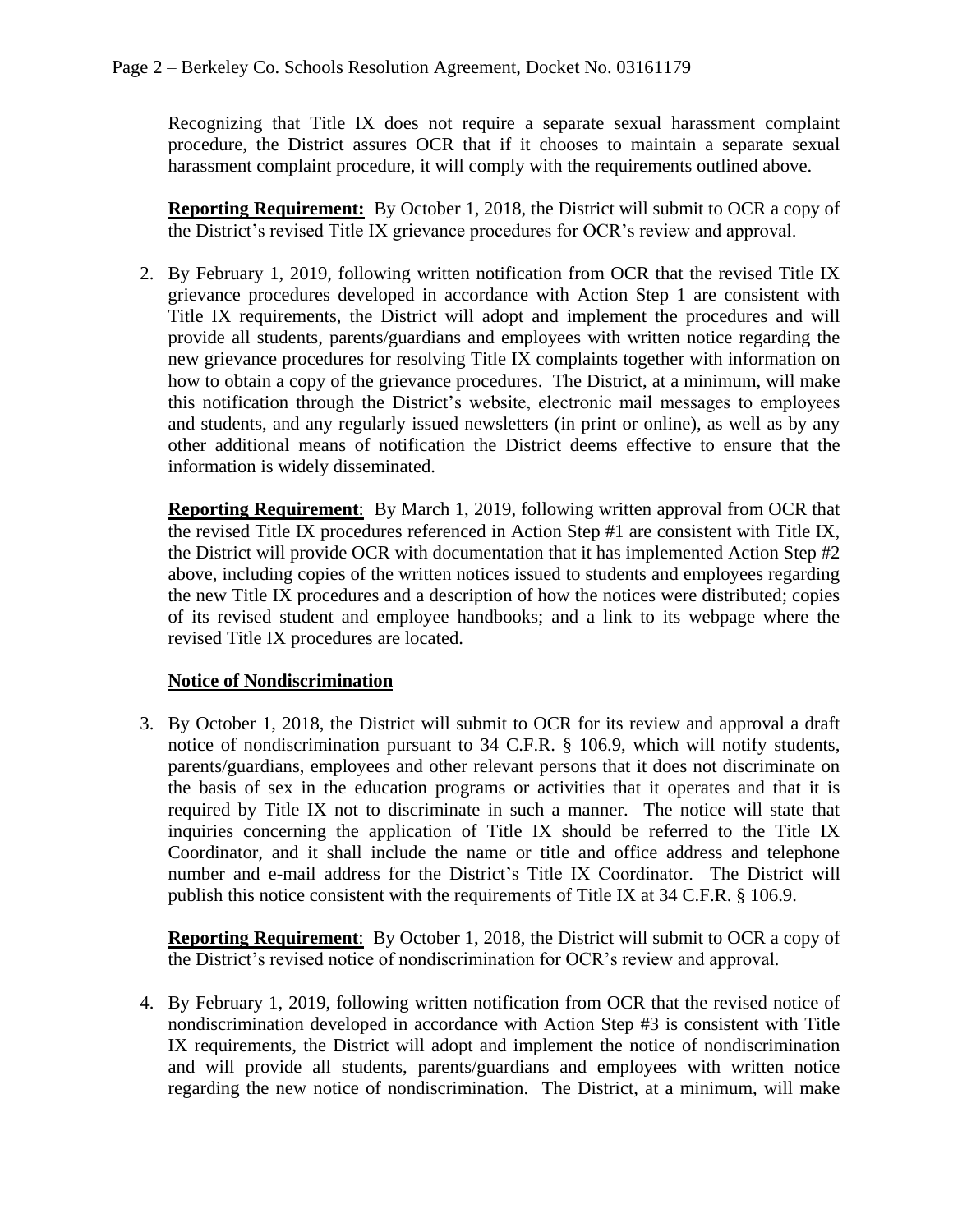Recognizing that Title IX does not require a separate sexual harassment complaint procedure, the District assures OCR that if it chooses to maintain a separate sexual harassment complaint procedure, it will comply with the requirements outlined above.

**Reporting Requirement:** By October 1, 2018, the District will submit to OCR a copy of the District's revised Title IX grievance procedures for OCR's review and approval.

2. By February 1, 2019, following written notification from OCR that the revised Title IX grievance procedures developed in accordance with Action Step 1 are consistent with Title IX requirements, the District will adopt and implement the procedures and will provide all students, parents/guardians and employees with written notice regarding the new grievance procedures for resolving Title IX complaints together with information on how to obtain a copy of the grievance procedures. The District, at a minimum, will make this notification through the District's website, electronic mail messages to employees and students, and any regularly issued newsletters (in print or online), as well as by any other additional means of notification the District deems effective to ensure that the information is widely disseminated.

   **Reporting Requirement**: By March 1, 2019, following written approval from OCR that the revised Title IX procedures referenced in Action Step #1 are consistent with Title IX, the District will provide OCR with documentation that it has implemented Action Step #2 above, including copies of the written notices issued to students and employees regarding the new Title IX procedures and a description of how the notices were distributed; copies of its revised student and employee handbooks; and a link to its webpage where the revised Title IX procedures are located.

**Notice of Nondiscrimination**

3. By October 1, 2018, the District will submit to OCR for its review and approval a draft notice of nondiscrimination pursuant to 34 C.F.R. § 106.9, which will notify students, parents/guardians, employees and other relevant persons that it does not discriminate on the basis of sex in the education programs or activities that it operates and that it is required by Title IX not to discriminate in such a manner. The notice will state that inquiries concerning the application of Title IX should be referred to the Title IX Coordinator, and it shall include the name or title and office address and telephone number and e-mail address for the District's Title IX Coordinator. The District will publish this notice consistent with the requirements of Title IX at 34 C.F.R. § 106.9.

   **Reporting Requirement**: By October 1, 2018, the District will submit to OCR a copy of the District's revised notice of nondiscrimination for OCR's review and approval.

4. By February 1, 2019, following written notification from OCR that the revised notice of nondiscrimination developed in accordance with Action Step #3 is consistent with Title IX requirements, the District will adopt and implement the notice of nondiscrimination and will provide all students, parents/guardians and employees with written notice regarding the new notice of nondiscrimination. The District, at a minimum, will make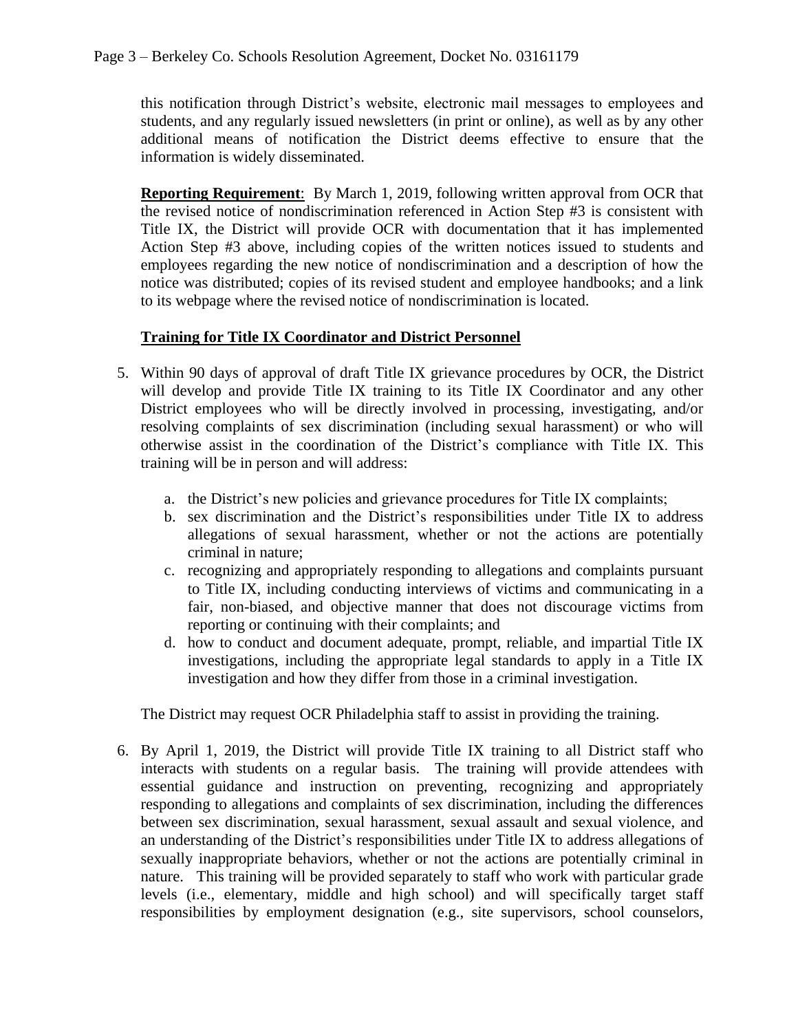this notification through District's website, electronic mail messages to employees and students, and any regularly issued newsletters (in print or online), as well as by any other additional means of notification the District deems effective to ensure that the information is widely disseminated.

**Reporting Requirement**: By March 1, 2019, following written approval from OCR that the revised notice of nondiscrimination referenced in Action Step #3 is consistent with Title IX, the District will provide OCR with documentation that it has implemented Action Step #3 above, including copies of the written notices issued to students and employees regarding the new notice of nondiscrimination and a description of how the notice was distributed; copies of its revised student and employee handbooks; and a link to its webpage where the revised notice of nondiscrimination is located.

**Training for Title IX Coordinator and District Personnel**

5. Within 90 days of approval of draft Title IX grievance procedures by OCR, the District will develop and provide Title IX training to its Title IX Coordinator and any other District employees who will be directly involved in processing, investigating, and/or resolving complaints of sex discrimination (including sexual harassment) or who will otherwise assist in the coordination of the District's compliance with Title IX. This training will be in person and will address:

    a. the District's new policies and grievance procedures for Title IX complaints;
    b. sex discrimination and the District's responsibilities under Title IX to address allegations of sexual harassment, whether or not the actions are potentially criminal in nature;
    c. recognizing and appropriately responding to allegations and complaints pursuant to Title IX, including conducting interviews of victims and communicating in a fair, non-biased, and objective manner that does not discourage victims from reporting or continuing with their complaints; and
    d. how to conduct and document adequate, prompt, reliable, and impartial Title IX investigations, including the appropriate legal standards to apply in a Title IX investigation and how they differ from those in a criminal investigation.

    The District may request OCR Philadelphia staff to assist in providing the training.

6. By April 1, 2019, the District will provide Title IX training to all District staff who interacts with students on a regular basis. The training will provide attendees with essential guidance and instruction on preventing, recognizing and appropriately responding to allegations and complaints of sex discrimination, including the differences between sex discrimination, sexual harassment, sexual assault and sexual violence, and an understanding of the District's responsibilities under Title IX to address allegations of sexually inappropriate behaviors, whether or not the actions are potentially criminal in nature. This training will be provided separately to staff who work with particular grade levels (i.e., elementary, middle and high school) and will specifically target staff responsibilities by employment designation (e.g., site supervisors, school counselors,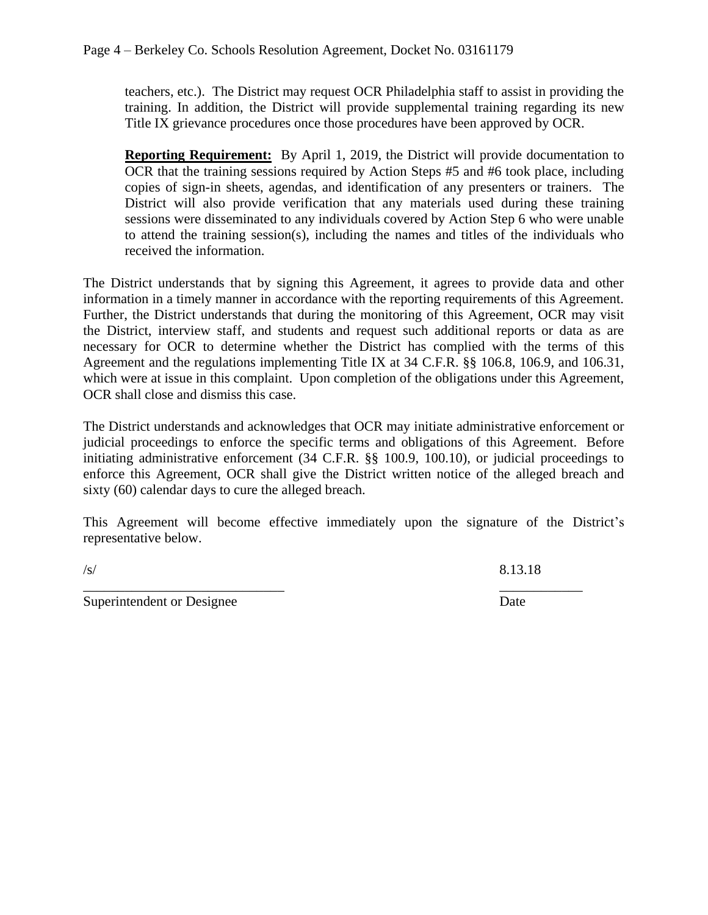teachers, etc.). The District may request OCR Philadelphia staff to assist in providing the training. In addition, the District will provide supplemental training regarding its new Title IX grievance procedures once those procedures have been approved by OCR.

**Reporting Requirement:** By April 1, 2019, the District will provide documentation to OCR that the training sessions required by Action Steps #5 and #6 took place, including copies of sign-in sheets, agendas, and identification of any presenters or trainers. The District will also provide verification that any materials used during these training sessions were disseminated to any individuals covered by Action Step 6 who were unable to attend the training session(s), including the names and titles of the individuals who received the information.

The District understands that by signing this Agreement, it agrees to provide data and other information in a timely manner in accordance with the reporting requirements of this Agreement. Further, the District understands that during the monitoring of this Agreement, OCR may visit the District, interview staff, and students and request such additional reports or data as are necessary for OCR to determine whether the District has complied with the terms of this Agreement and the regulations implementing Title IX at 34 C.F.R. §§ 106.8, 106.9, and 106.31, which were at issue in this complaint. Upon completion of the obligations under this Agreement, OCR shall close and dismiss this case.

The District understands and acknowledges that OCR may initiate administrative enforcement or judicial proceedings to enforce the specific terms and obligations of this Agreement. Before initiating administrative enforcement (34 C.F.R. §§ 100.9, 100.10), or judicial proceedings to enforce this Agreement, OCR shall give the District written notice of the alleged breach and sixty (60) calendar days to cure the alleged breach.

This Agreement will become effective immediately upon the signature of the District's representative below.

/s/ 8.13.18

_____________________________ ____________

Superintendent or Designee Date